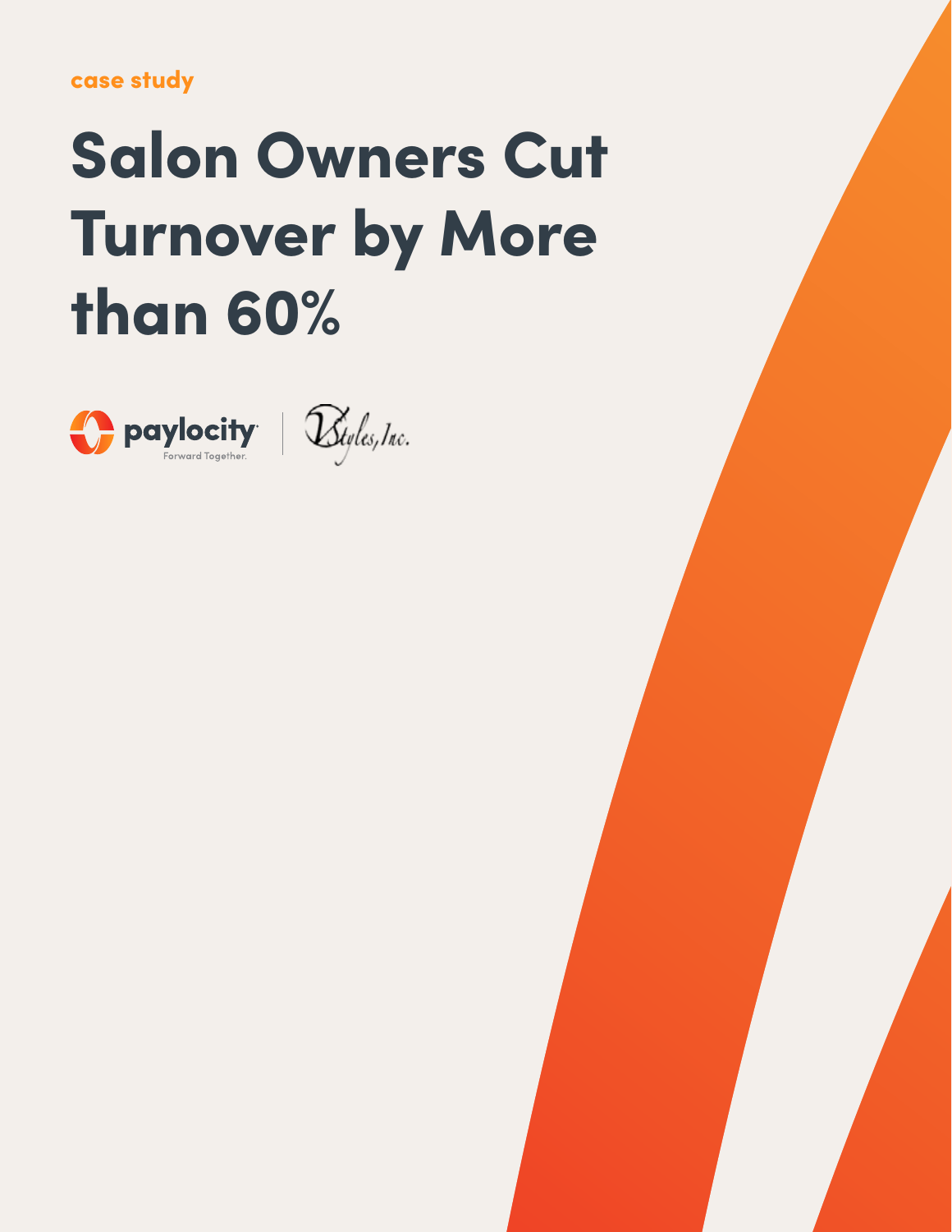case study

# Salon Owners Cut Turnover by More than 60%

paylocity Forward Together. | VStyles, Inc.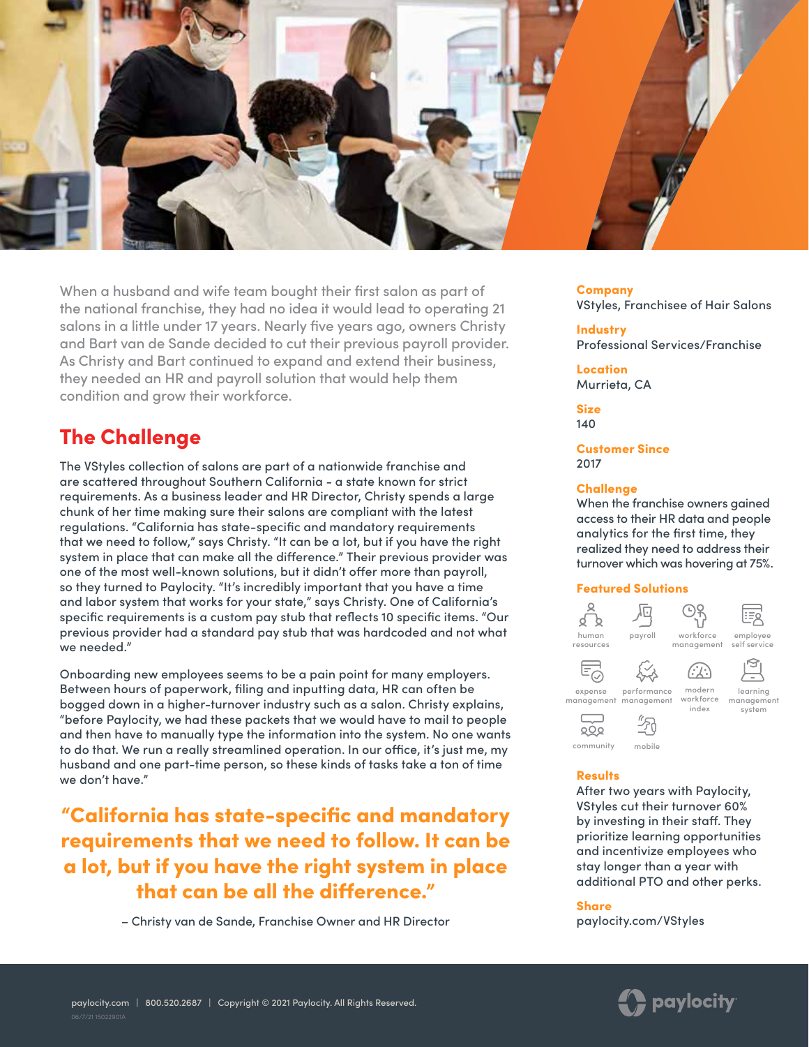When a husband and wife team bought their first salon as part of the national franchise, they had no idea it would lead to operating 21 salons in a little under 17 years. Nearly five years ago, owners Christy and Bart van de Sande decided to cut their previous payroll provider. As Christy and Bart continued to expand and extend their business, they needed an HR and payroll solution that would help them condition and grow their workforce.

## The Challenge

The VStyles collection of salons are part of a nationwide franchise and are scattered throughout Southern California - a state known for strict requirements. As a business leader and HR Director, Christy spends a large chunk of her time making sure their salons are compliant with the latest regulations. "California has state-specific and mandatory requirements that we need to follow," says Christy. "It can be a lot, but if you have the right system in place that can make all the difference." Their previous provider was one of the most well-known solutions, but it didn't offer more than payroll, so they turned to Paylocity. "It's incredibly important that you have a time and labor system that works for your state," says Christy. One of California's specific requirements is a custom pay stub that reflects 10 specific items. "Our previous provider had a standard pay stub that was hardcoded and not what we needed."

Onboarding new employees seems to be a pain point for many employers. Between hours of paperwork, filing and inputting data, HR can often be bogged down in a higher-turnover industry such as a salon. Christy explains, "before Paylocity, we had these packets that we would have to mail to people and then have to manually type the information into the system. No one wants to do that. We run a really streamlined operation. In our office, it's just me, my husband and one part-time person, so these kinds of tasks take a ton of time we don't have."

> **"California has state-specific and mandatory requirements that we need to follow. It can be a lot, but if you have the right system in place that can be all the difference."**
>
> – Christy van de Sande, Franchise Owner and HR Director

**Company**
VStyles, Franchisee of Hair Salons

**Industry**
Professional Services/Franchise

**Location**
Murrieta, CA

**Size**
140

**Customer Since**
2017

**Challenge**
When the franchise owners gained access to their HR data and people analytics for the first time, they realized they need to address their turnover which was hovering at 75%.

**Featured Solutions**

- human resources
- payroll
- workforce management
- employee self service
- expense management
- performance management
- modern workforce index
- learning management system
- community
- mobile

**Results**
After two years with Paylocity, VStyles cut their turnover 60% by investing in their staff. They prioritize learning opportunities and incentivize employees who stay longer than a year with additional PTO and other perks.

**Share**
paylocity.com/VStyles

paylocity.com | 800.520.2687 | Copyright © 2021 Paylocity. All Rights Reserved.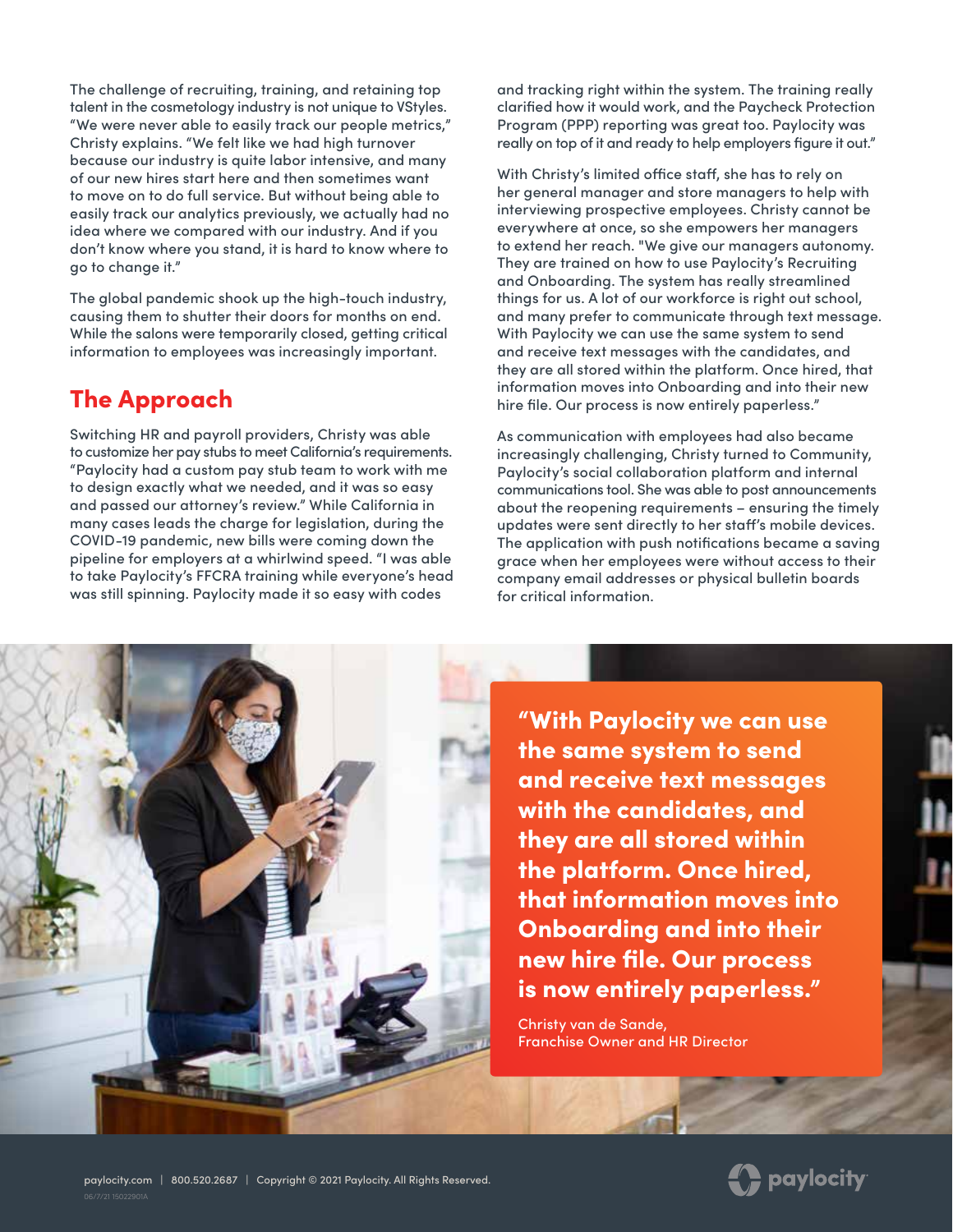The challenge of recruiting, training, and retaining top talent in the cosmetology industry is not unique to VStyles. "We were never able to easily track our people metrics," Christy explains. "We felt like we had high turnover because our industry is quite labor intensive, and many of our new hires start here and then sometimes want to move on to do full service. But without being able to easily track our analytics previously, we actually had no idea where we compared with our industry. And if you don't know where you stand, it is hard to know where to go to change it."

The global pandemic shook up the high-touch industry, causing them to shutter their doors for months on end. While the salons were temporarily closed, getting critical information to employees was increasingly important.

## The Approach

Switching HR and payroll providers, Christy was able to customize her pay stubs to meet California's requirements. "Paylocity had a custom pay stub team to work with me to design exactly what we needed, and it was so easy and passed our attorney's review." While California in many cases leads the charge for legislation, during the COVID-19 pandemic, new bills were coming down the pipeline for employers at a whirlwind speed. "I was able to take Paylocity's FFCRA training while everyone's head was still spinning. Paylocity made it so easy with codes and tracking right within the system. The training really clarified how it would work, and the Paycheck Protection Program (PPP) reporting was great too. Paylocity was really on top of it and ready to help employers figure it out."

With Christy's limited office staff, she has to rely on her general manager and store managers to help with interviewing prospective employees. Christy cannot be everywhere at once, so she empowers her managers to extend her reach. "We give our managers autonomy. They are trained on how to use Paylocity's Recruiting and Onboarding. The system has really streamlined things for us. A lot of our workforce is right out school, and many prefer to communicate through text message. With Paylocity we can use the same system to send and receive text messages with the candidates, and they are all stored within the platform. Once hired, that information moves into Onboarding and into their new hire file. Our process is now entirely paperless."

As communication with employees had also became increasingly challenging, Christy turned to Community, Paylocity's social collaboration platform and internal communications tool. She was able to post announcements about the reopening requirements – ensuring the timely updates were sent directly to her staff's mobile devices. The application with push notifications became a saving grace when her employees were without access to their company email addresses or physical bulletin boards for critical information.

> **"With Paylocity we can use the same system to send and receive text messages with the candidates, and they are all stored within the platform. Once hired, that information moves into Onboarding and into their new hire file. Our process is now entirely paperless."**
>
> Christy van de Sande,
> Franchise Owner and HR Director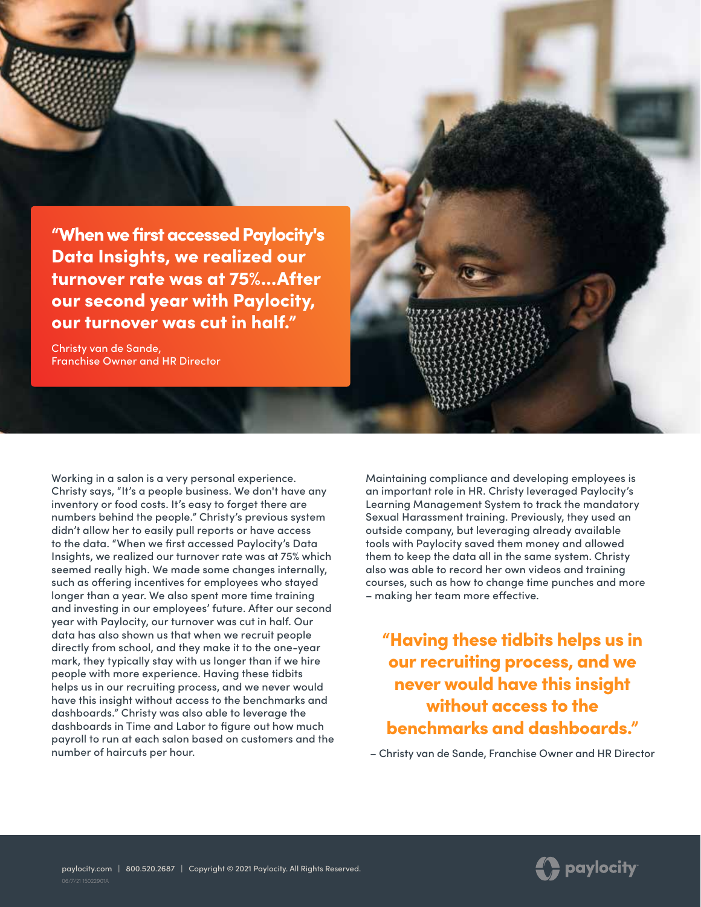> **"When we first accessed Paylocity's Data Insights, we realized our turnover rate was at 75%...After our second year with Paylocity, our turnover was cut in half."**
>
> Christy van de Sande,
> Franchise Owner and HR Director

Working in a salon is a very personal experience. Christy says, "It's a people business. We don't have any inventory or food costs. It's easy to forget there are numbers behind the people." Christy's previous system didn't allow her to easily pull reports or have access to the data. "When we first accessed Paylocity's Data Insights, we realized our turnover rate was at 75% which seemed really high. We made some changes internally, such as offering incentives for employees who stayed longer than a year. We also spent more time training and investing in our employees' future. After our second year with Paylocity, our turnover was cut in half. Our data has also shown us that when we recruit people directly from school, and they make it to the one-year mark, they typically stay with us longer than if we hire people with more experience. Having these tidbits helps us in our recruiting process, and we never would have this insight without access to the benchmarks and dashboards." Christy was also able to leverage the dashboards in Time and Labor to figure out how much payroll to run at each salon based on customers and the number of haircuts per hour.

Maintaining compliance and developing employees is an important role in HR. Christy leveraged Paylocity's Learning Management System to track the mandatory Sexual Harassment training. Previously, they used an outside company, but leveraging already available tools with Paylocity saved them money and allowed them to keep the data all in the same system. Christy also was able to record her own videos and training courses, such as how to change time punches and more – making her team more effective.

> **"Having these tidbits helps us in our recruiting process, and we never would have this insight without access to the benchmarks and dashboards."**
>
> – Christy van de Sande, Franchise Owner and HR Director

paylocity.com | 800.520.2687 | Copyright © 2021 Paylocity. All Rights Reserved.

06/7/21 15022901A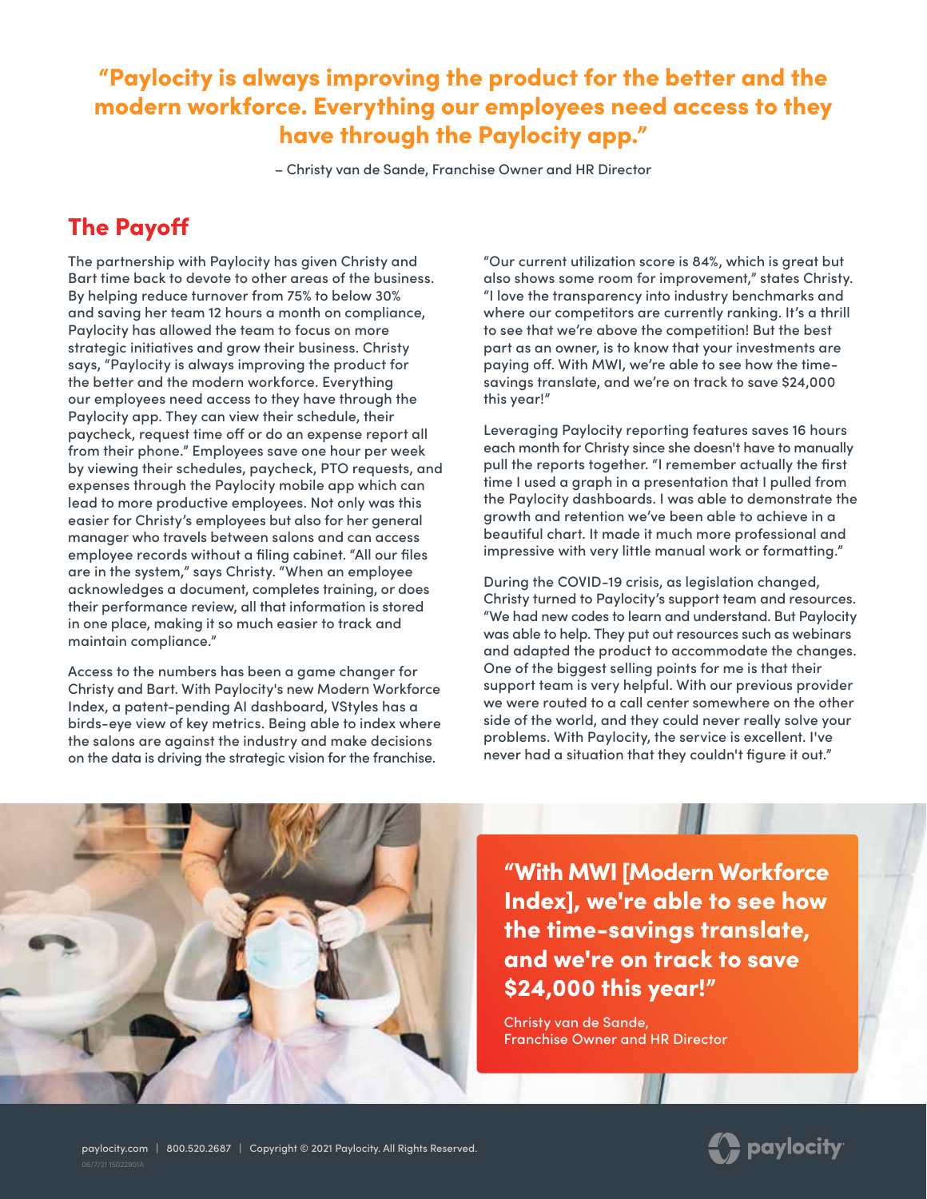> **"Paylocity is always improving the product for the better and the modern workforce. Everything our employees need access to they have through the Paylocity app."**
>
> – Christy van de Sande, Franchise Owner and HR Director

## The Payoff

The partnership with Paylocity has given Christy and Bart time back to devote to other areas of the business. By helping reduce turnover from 75% to below 30% and saving her team 12 hours a month on compliance, Paylocity has allowed the team to focus on more strategic initiatives and grow their business. Christy says, "Paylocity is always improving the product for the better and the modern workforce. Everything our employees need access to they have through the Paylocity app. They can view their schedule, their paycheck, request time off or do an expense report all from their phone." Employees save one hour per week by viewing their schedules, paycheck, PTO requests, and expenses through the Paylocity mobile app which can lead to more productive employees. Not only was this easier for Christy's employees but also for her general manager who travels between salons and can access employee records without a filing cabinet. "All our files are in the system," says Christy. "When an employee acknowledges a document, completes training, or does their performance review, all that information is stored in one place, making it so much easier to track and maintain compliance."

Access to the numbers has been a game changer for Christy and Bart. With Paylocity's new Modern Workforce Index, a patent-pending AI dashboard, VStyles has a birds-eye view of key metrics. Being able to index where the salons are against the industry and make decisions on the data is driving the strategic vision for the franchise.

"Our current utilization score is 84%, which is great but also shows some room for improvement," states Christy. "I love the transparency into industry benchmarks and where our competitors are currently ranking. It's a thrill to see that we're above the competition! But the best part as an owner, is to know that your investments are paying off. With MWI, we're able to see how the time-savings translate, and we're on track to save $24,000 this year!"

Leveraging Paylocity reporting features saves 16 hours each month for Christy since she doesn't have to manually pull the reports together. "I remember actually the first time I used a graph in a presentation that I pulled from the Paylocity dashboards. I was able to demonstrate the growth and retention we've been able to achieve in a beautiful chart. It made it much more professional and impressive with very little manual work or formatting."

During the COVID-19 crisis, as legislation changed, Christy turned to Paylocity's support team and resources. "We had new codes to learn and understand. But Paylocity was able to help. They put out resources such as webinars and adapted the product to accommodate the changes. One of the biggest selling points for me is that their support team is very helpful. With our previous provider we were routed to a call center somewhere on the other side of the world, and they could never really solve your problems. With Paylocity, the service is excellent. I've never had a situation that they couldn't figure it out."

> **"With MWI [Modern Workforce Index], we're able to see how the time-savings translate, and we're on track to save $24,000 this year!"**
>
> Christy van de Sande,
> Franchise Owner and HR Director

paylocity.com | 800.520.2687 | Copyright © 2021 Paylocity. All Rights Reserved.

06/7/21 15022901A